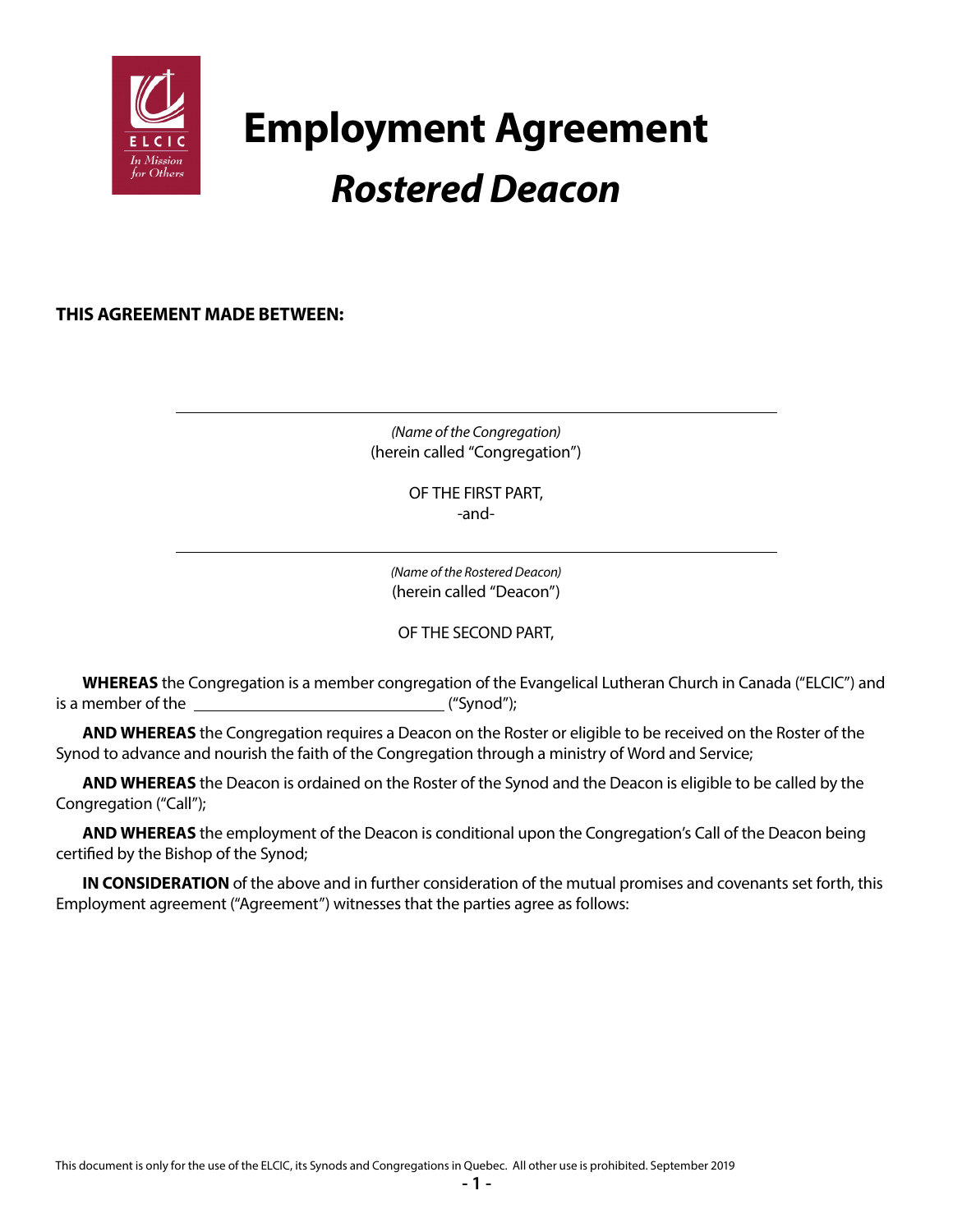# Employment Agreement

## *Rostered Deacon*

**THIS AGREEMENT MADE BETWEEN:**

\_\_\_\_\_\_\_\_\_\_\_\_\_\_\_\_\_\_\_\_\_\_\_\_\_\_\_\_\_\_\_\_\_\_\_\_\_\_\_\_

*(Name of the Congregation)*
(herein called "Congregation")

OF THE FIRST PART,
-and-

\_\_\_\_\_\_\_\_\_\_\_\_\_\_\_\_\_\_\_\_\_\_\_\_\_\_\_\_\_\_\_\_\_\_\_\_\_\_\_\_

*(Name of the Rostered Deacon)*
(herein called "Deacon")

OF THE SECOND PART,

**WHEREAS** the Congregation is a member congregation of the Evangelical Lutheran Church in Canada ("ELCIC") and is a member of the \_\_\_\_\_\_\_\_\_\_\_\_\_\_\_\_\_\_\_\_\_\_\_\_ ("Synod");

**AND WHEREAS** the Congregation requires a Deacon on the Roster or eligible to be received on the Roster of the Synod to advance and nourish the faith of the Congregation through a ministry of Word and Service;

**AND WHEREAS** the Deacon is ordained on the Roster of the Synod and the Deacon is eligible to be called by the Congregation ("Call");

**AND WHEREAS** the employment of the Deacon is conditional upon the Congregation's Call of the Deacon being certified by the Bishop of the Synod;

**IN CONSIDERATION** of the above and in further consideration of the mutual promises and covenants set forth, this Employment agreement ("Agreement") witnesses that the parties agree as follows:

This document is only for the use of the ELCIC, its Synods and Congregations in Quebec. All other use is prohibited. September 2019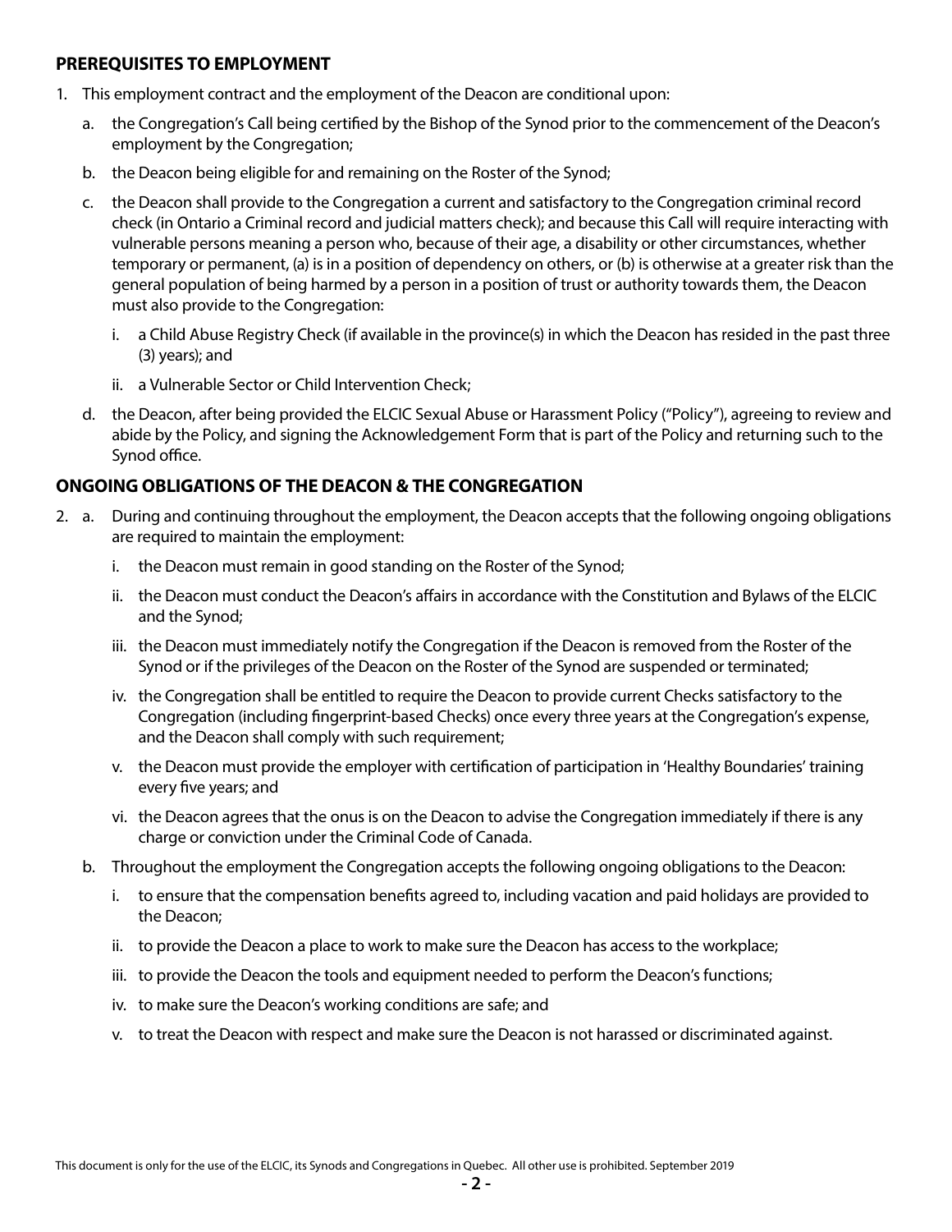## PREREQUISITES TO EMPLOYMENT

1. This employment contract and the employment of the Deacon are conditional upon:
   a. the Congregation's Call being certified by the Bishop of the Synod prior to the commencement of the Deacon's employment by the Congregation;
   b. the Deacon being eligible for and remaining on the Roster of the Synod;
   c. the Deacon shall provide to the Congregation a current and satisfactory to the Congregation criminal record check (in Ontario a Criminal record and judicial matters check); and because this Call will require interacting with vulnerable persons meaning a person who, because of their age, a disability or other circumstances, whether temporary or permanent, (a) is in a position of dependency on others, or (b) is otherwise at a greater risk than the general population of being harmed by a person in a position of trust or authority towards them, the Deacon must also provide to the Congregation:
      i. a Child Abuse Registry Check (if available in the province(s) in which the Deacon has resided in the past three (3) years); and
      ii. a Vulnerable Sector or Child Intervention Check;
   d. the Deacon, after being provided the ELCIC Sexual Abuse or Harassment Policy ("Policy"), agreeing to review and abide by the Policy, and signing the Acknowledgement Form that is part of the Policy and returning such to the Synod office.

## ONGOING OBLIGATIONS OF THE DEACON & THE CONGREGATION

2. a. During and continuing throughout the employment, the Deacon accepts that the following ongoing obligations are required to maintain the employment:
      i. the Deacon must remain in good standing on the Roster of the Synod;
      ii. the Deacon must conduct the Deacon's affairs in accordance with the Constitution and Bylaws of the ELCIC and the Synod;
      iii. the Deacon must immediately notify the Congregation if the Deacon is removed from the Roster of the Synod or if the privileges of the Deacon on the Roster of the Synod are suspended or terminated;
      iv. the Congregation shall be entitled to require the Deacon to provide current Checks satisfactory to the Congregation (including fingerprint-based Checks) once every three years at the Congregation's expense, and the Deacon shall comply with such requirement;
      v. the Deacon must provide the employer with certification of participation in 'Healthy Boundaries' training every five years; and
      vi. the Deacon agrees that the onus is on the Deacon to advise the Congregation immediately if there is any charge or conviction under the Criminal Code of Canada.

   b. Throughout the employment the Congregation accepts the following ongoing obligations to the Deacon:
      i. to ensure that the compensation benefits agreed to, including vacation and paid holidays are provided to the Deacon;
      ii. to provide the Deacon a place to work to make sure the Deacon has access to the workplace;
      iii. to provide the Deacon the tools and equipment needed to perform the Deacon's functions;
      iv. to make sure the Deacon's working conditions are safe; and
      v. to treat the Deacon with respect and make sure the Deacon is not harassed or discriminated against.

This document is only for the use of the ELCIC, its Synods and Congregations in Quebec. All other use is prohibited. September 2019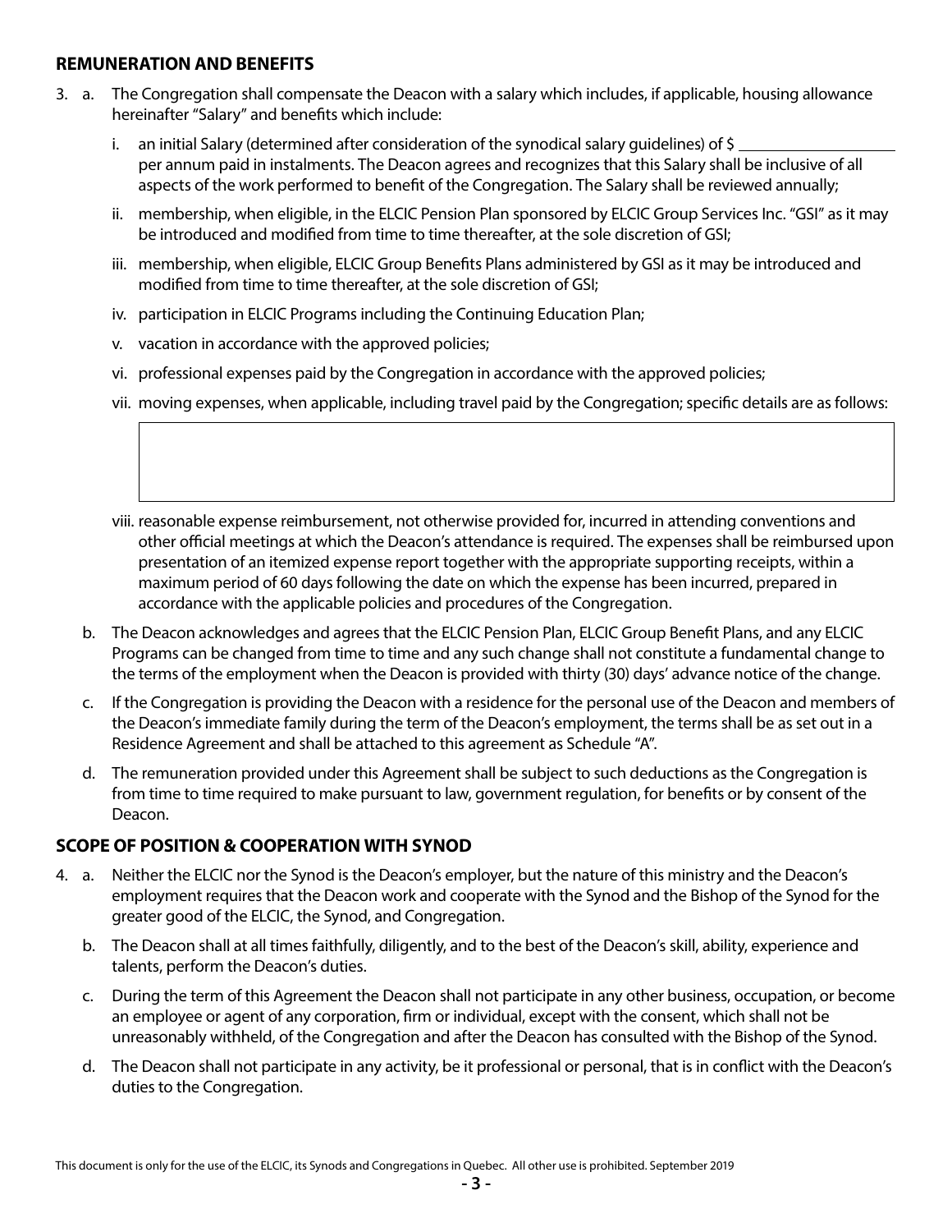## REMUNERATION AND BENEFITS

3. a. The Congregation shall compensate the Deacon with a salary which includes, if applicable, housing allowance hereinafter "Salary" and benefits which include:

   i. an initial Salary (determined after consideration of the synodical salary guidelines) of $ \_\_\_\_\_\_\_\_\_\_\_\_\_\_\_\_\_\_ per annum paid in instalments. The Deacon agrees and recognizes that this Salary shall be inclusive of all aspects of the work performed to benefit of the Congregation. The Salary shall be reviewed annually;

   ii. membership, when eligible, in the ELCIC Pension Plan sponsored by ELCIC Group Services Inc. "GSI" as it may be introduced and modified from time to time thereafter, at the sole discretion of GSI;

   iii. membership, when eligible, ELCIC Group Benefits Plans administered by GSI as it may be introduced and modified from time to time thereafter, at the sole discretion of GSI;

   iv. participation in ELCIC Programs including the Continuing Education Plan;

   v. vacation in accordance with the approved policies;

   vi. professional expenses paid by the Congregation in accordance with the approved policies;

   vii. moving expenses, when applicable, including travel paid by the Congregation; specific details are as follows:

   viii. reasonable expense reimbursement, not otherwise provided for, incurred in attending conventions and other official meetings at which the Deacon's attendance is required. The expenses shall be reimbursed upon presentation of an itemized expense report together with the appropriate supporting receipts, within a maximum period of 60 days following the date on which the expense has been incurred, prepared in accordance with the applicable policies and procedures of the Congregation.

   b. The Deacon acknowledges and agrees that the ELCIC Pension Plan, ELCIC Group Benefit Plans, and any ELCIC Programs can be changed from time to time and any such change shall not constitute a fundamental change to the terms of the employment when the Deacon is provided with thirty (30) days' advance notice of the change.

   c. If the Congregation is providing the Deacon with a residence for the personal use of the Deacon and members of the Deacon's immediate family during the term of the Deacon's employment, the terms shall be as set out in a Residence Agreement and shall be attached to this agreement as Schedule "A".

   d. The remuneration provided under this Agreement shall be subject to such deductions as the Congregation is from time to time required to make pursuant to law, government regulation, for benefits or by consent of the Deacon.

## SCOPE OF POSITION & COOPERATION WITH SYNOD

4. a. Neither the ELCIC nor the Synod is the Deacon's employer, but the nature of this ministry and the Deacon's employment requires that the Deacon work and cooperate with the Synod and the Bishop of the Synod for the greater good of the ELCIC, the Synod, and Congregation.

   b. The Deacon shall at all times faithfully, diligently, and to the best of the Deacon's skill, ability, experience and talents, perform the Deacon's duties.

   c. During the term of this Agreement the Deacon shall not participate in any other business, occupation, or become an employee or agent of any corporation, firm or individual, except with the consent, which shall not be unreasonably withheld, of the Congregation and after the Deacon has consulted with the Bishop of the Synod.

   d. The Deacon shall not participate in any activity, be it professional or personal, that is in conflict with the Deacon's duties to the Congregation.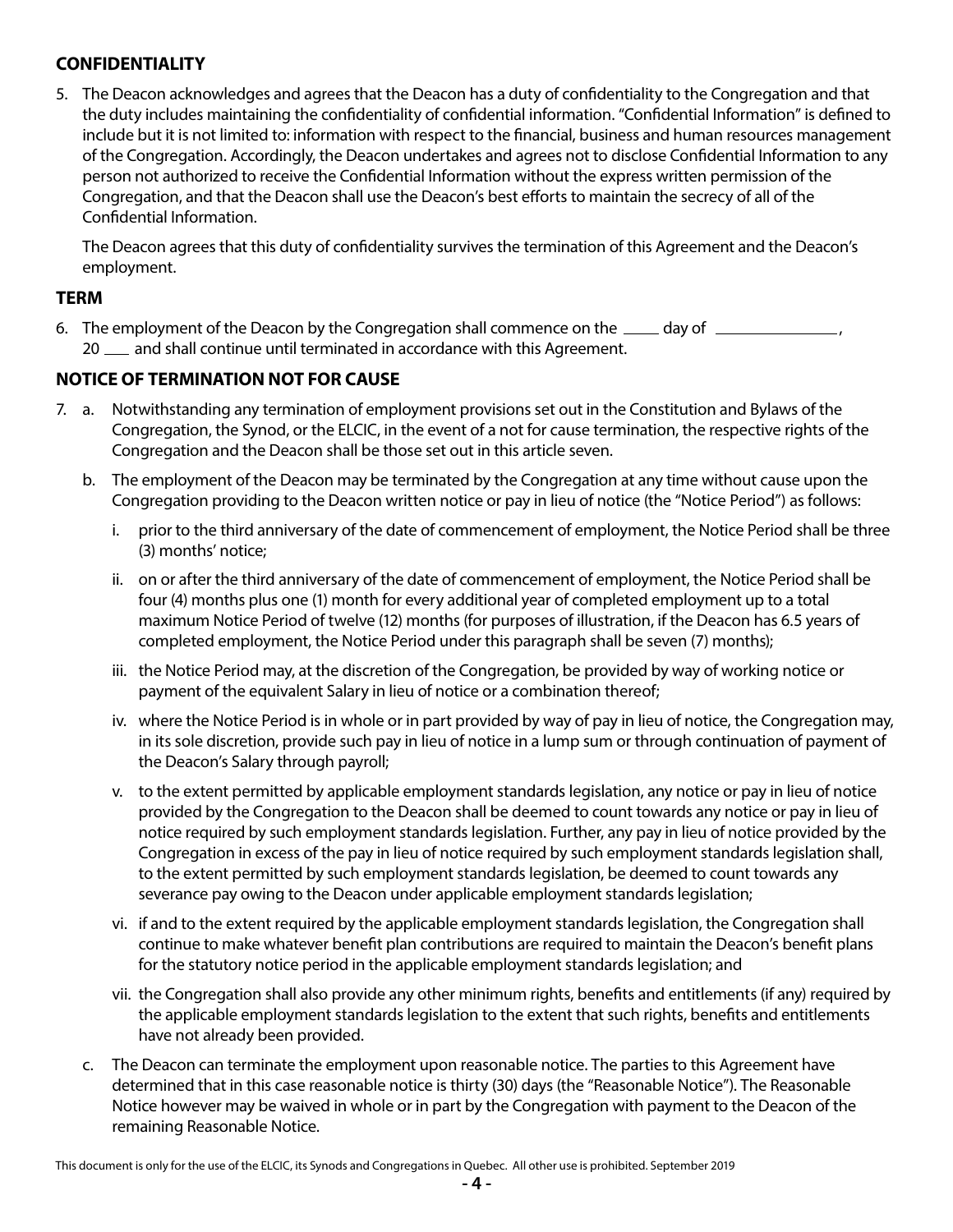## CONFIDENTIALITY

5. The Deacon acknowledges and agrees that the Deacon has a duty of confidentiality to the Congregation and that the duty includes maintaining the confidentiality of confidential information. "Confidential Information" is defined to include but it is not limited to: information with respect to the financial, business and human resources management of the Congregation. Accordingly, the Deacon undertakes and agrees not to disclose Confidential Information to any person not authorized to receive the Confidential Information without the express written permission of the Congregation, and that the Deacon shall use the Deacon's best efforts to maintain the secrecy of all of the Confidential Information.

   The Deacon agrees that this duty of confidentiality survives the termination of this Agreement and the Deacon's employment.

## TERM

6. The employment of the Deacon by the Congregation shall commence on the ____ day of ______________, 20 ___ and shall continue until terminated in accordance with this Agreement.

## NOTICE OF TERMINATION NOT FOR CAUSE

7. a. Notwithstanding any termination of employment provisions set out in the Constitution and Bylaws of the Congregation, the Synod, or the ELCIC, in the event of a not for cause termination, the respective rights of the Congregation and the Deacon shall be those set out in this article seven.

   b. The employment of the Deacon may be terminated by the Congregation at any time without cause upon the Congregation providing to the Deacon written notice or pay in lieu of notice (the "Notice Period") as follows:

      i. prior to the third anniversary of the date of commencement of employment, the Notice Period shall be three (3) months' notice;

      ii. on or after the third anniversary of the date of commencement of employment, the Notice Period shall be four (4) months plus one (1) month for every additional year of completed employment up to a total maximum Notice Period of twelve (12) months (for purposes of illustration, if the Deacon has 6.5 years of completed employment, the Notice Period under this paragraph shall be seven (7) months);

      iii. the Notice Period may, at the discretion of the Congregation, be provided by way of working notice or payment of the equivalent Salary in lieu of notice or a combination thereof;

      iv. where the Notice Period is in whole or in part provided by way of pay in lieu of notice, the Congregation may, in its sole discretion, provide such pay in lieu of notice in a lump sum or through continuation of payment of the Deacon's Salary through payroll;

      v. to the extent permitted by applicable employment standards legislation, any notice or pay in lieu of notice provided by the Congregation to the Deacon shall be deemed to count towards any notice or pay in lieu of notice required by such employment standards legislation. Further, any pay in lieu of notice provided by the Congregation in excess of the pay in lieu of notice required by such employment standards legislation shall, to the extent permitted by such employment standards legislation, be deemed to count towards any severance pay owing to the Deacon under applicable employment standards legislation;

      vi. if and to the extent required by the applicable employment standards legislation, the Congregation shall continue to make whatever benefit plan contributions are required to maintain the Deacon's benefit plans for the statutory notice period in the applicable employment standards legislation; and

      vii. the Congregation shall also provide any other minimum rights, benefits and entitlements (if any) required by the applicable employment standards legislation to the extent that such rights, benefits and entitlements have not already been provided.

   c. The Deacon can terminate the employment upon reasonable notice. The parties to this Agreement have determined that in this case reasonable notice is thirty (30) days (the "Reasonable Notice"). The Reasonable Notice however may be waived in whole or in part by the Congregation with payment to the Deacon of the remaining Reasonable Notice.

This document is only for the use of the ELCIC, its Synods and Congregations in Quebec. All other use is prohibited. September 2019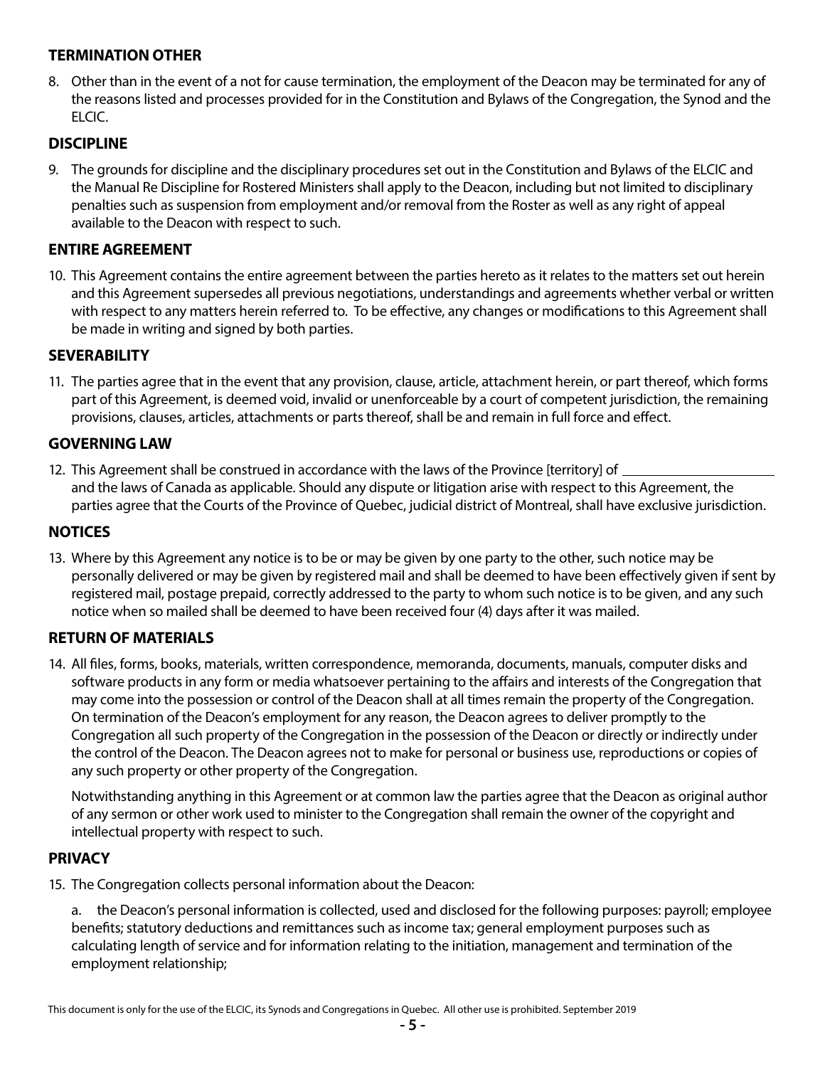## TERMINATION OTHER

8. Other than in the event of a not for cause termination, the employment of the Deacon may be terminated for any of the reasons listed and processes provided for in the Constitution and Bylaws of the Congregation, the Synod and the ELCIC.

## DISCIPLINE

9. The grounds for discipline and the disciplinary procedures set out in the Constitution and Bylaws of the ELCIC and the Manual Re Discipline for Rostered Ministers shall apply to the Deacon, including but not limited to disciplinary penalties such as suspension from employment and/or removal from the Roster as well as any right of appeal available to the Deacon with respect to such.

## ENTIRE AGREEMENT

10. This Agreement contains the entire agreement between the parties hereto as it relates to the matters set out herein and this Agreement supersedes all previous negotiations, understandings and agreements whether verbal or written with respect to any matters herein referred to. To be effective, any changes or modifications to this Agreement shall be made in writing and signed by both parties.

## SEVERABILITY

11. The parties agree that in the event that any provision, clause, article, attachment herein, or part thereof, which forms part of this Agreement, is deemed void, invalid or unenforceable by a court of competent jurisdiction, the remaining provisions, clauses, articles, attachments or parts thereof, shall be and remain in full force and effect.

## GOVERNING LAW

12. This Agreement shall be construed in accordance with the laws of the Province [territory] of ______________________ and the laws of Canada as applicable. Should any dispute or litigation arise with respect to this Agreement, the parties agree that the Courts of the Province of Quebec, judicial district of Montreal, shall have exclusive jurisdiction.

## NOTICES

13. Where by this Agreement any notice is to be or may be given by one party to the other, such notice may be personally delivered or may be given by registered mail and shall be deemed to have been effectively given if sent by registered mail, postage prepaid, correctly addressed to the party to whom such notice is to be given, and any such notice when so mailed shall be deemed to have been received four (4) days after it was mailed.

## RETURN OF MATERIALS

14. All files, forms, books, materials, written correspondence, memoranda, documents, manuals, computer disks and software products in any form or media whatsoever pertaining to the affairs and interests of the Congregation that may come into the possession or control of the Deacon shall at all times remain the property of the Congregation. On termination of the Deacon's employment for any reason, the Deacon agrees to deliver promptly to the Congregation all such property of the Congregation in the possession of the Deacon or directly or indirectly under the control of the Deacon. The Deacon agrees not to make for personal or business use, reproductions or copies of any such property or other property of the Congregation.

    Notwithstanding anything in this Agreement or at common law the parties agree that the Deacon as original author of any sermon or other work used to minister to the Congregation shall remain the owner of the copyright and intellectual property with respect to such.

## PRIVACY

15. The Congregation collects personal information about the Deacon:

    a. the Deacon's personal information is collected, used and disclosed for the following purposes: payroll; employee benefits; statutory deductions and remittances such as income tax; general employment purposes such as calculating length of service and for information relating to the initiation, management and termination of the employment relationship;

This document is only for the use of the ELCIC, its Synods and Congregations in Quebec. All other use is prohibited. September 2019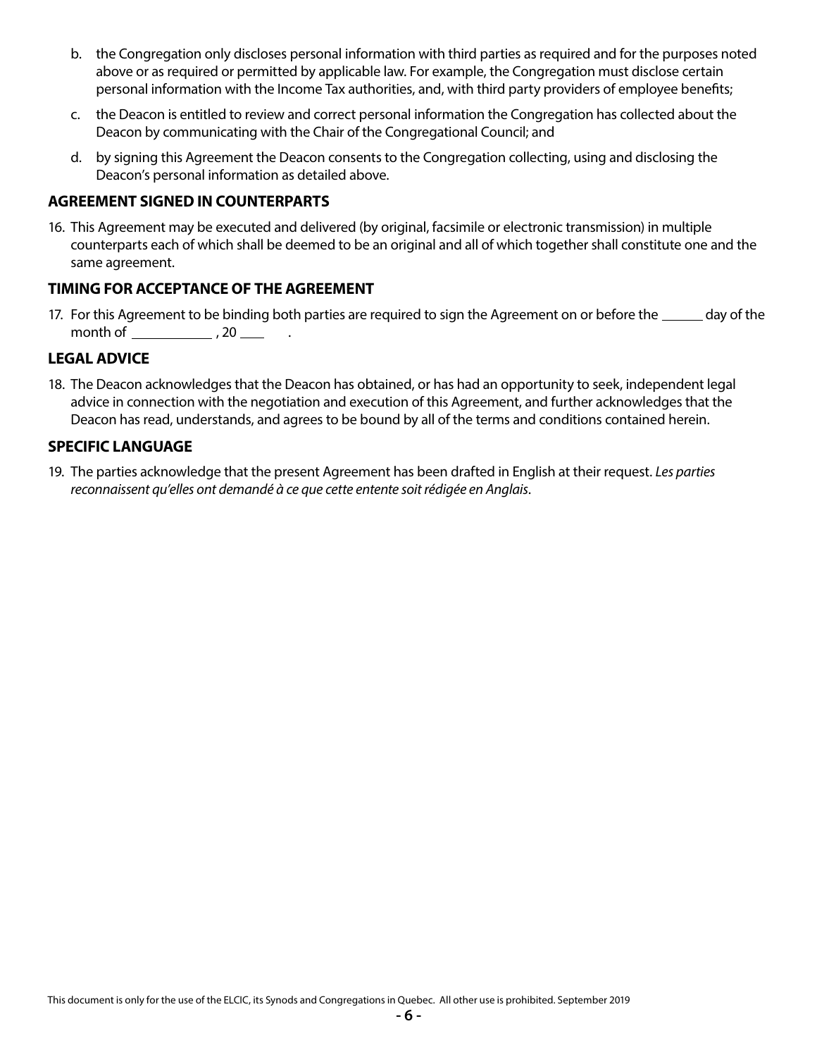b. the Congregation only discloses personal information with third parties as required and for the purposes noted above or as required or permitted by applicable law. For example, the Congregation must disclose certain personal information with the Income Tax authorities, and, with third party providers of employee benefits;

c. the Deacon is entitled to review and correct personal information the Congregation has collected about the Deacon by communicating with the Chair of the Congregational Council; and

d. by signing this Agreement the Deacon consents to the Congregation collecting, using and disclosing the Deacon's personal information as detailed above.

## AGREEMENT SIGNED IN COUNTERPARTS

16. This Agreement may be executed and delivered (by original, facsimile or electronic transmission) in multiple counterparts each of which shall be deemed to be an original and all of which together shall constitute one and the same agreement.

## TIMING FOR ACCEPTANCE OF THE AGREEMENT

17. For this Agreement to be binding both parties are required to sign the Agreement on or before the ______ day of the month of ____________ , 20 ____ .

## LEGAL ADVICE

18. The Deacon acknowledges that the Deacon has obtained, or has had an opportunity to seek, independent legal advice in connection with the negotiation and execution of this Agreement, and further acknowledges that the Deacon has read, understands, and agrees to be bound by all of the terms and conditions contained herein.

## SPECIFIC LANGUAGE

19. The parties acknowledge that the present Agreement has been drafted in English at their request. *Les parties reconnaissent qu'elles ont demandé à ce que cette entente soit rédigée en Anglais*.

This document is only for the use of the ELCIC, its Synods and Congregations in Quebec. All other use is prohibited. September 2019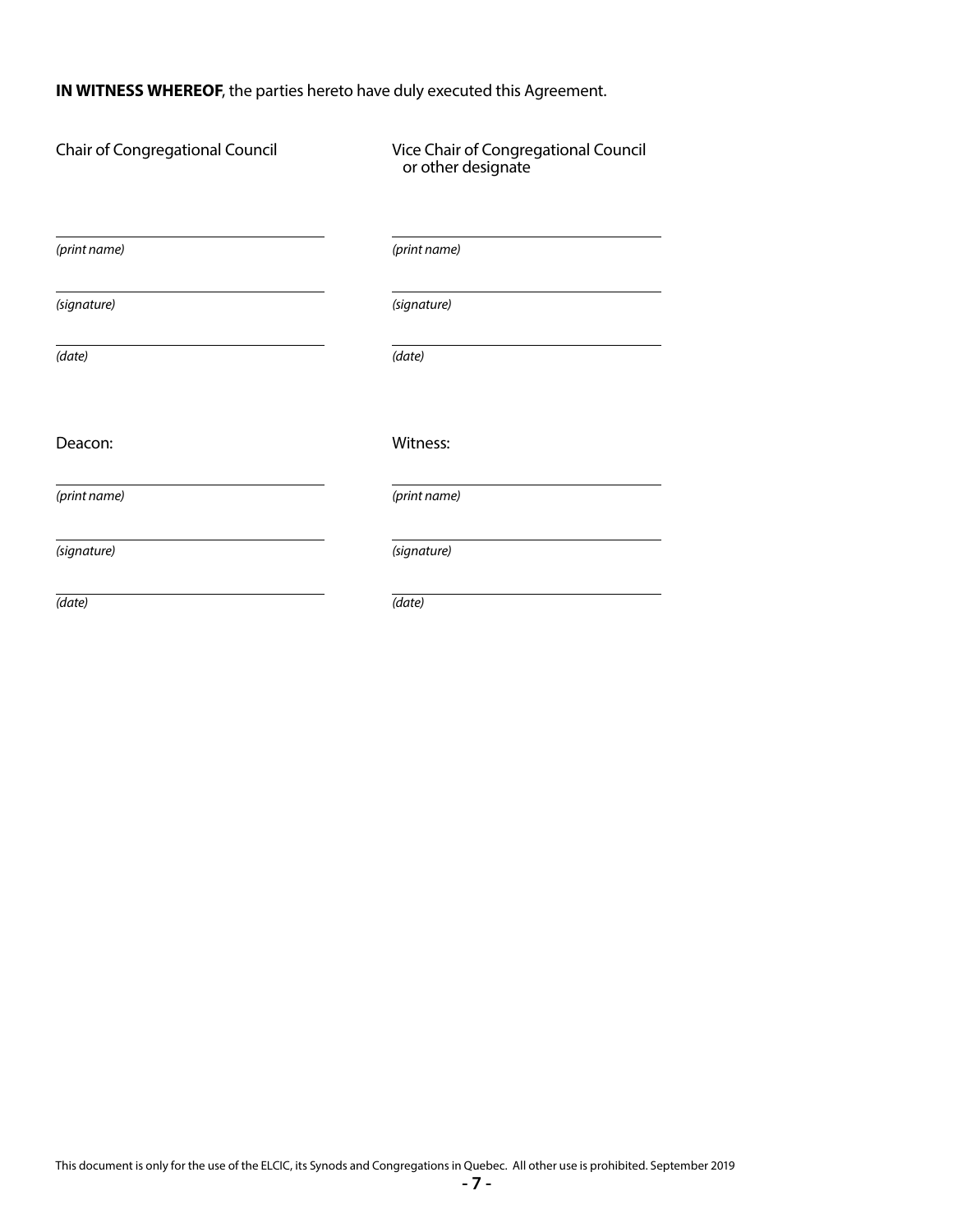**IN WITNESS WHEREOF**, the parties hereto have duly executed this Agreement.

Chair of Congregational Council

______________________________
*(print name)*

______________________________
*(signature)*

______________________________
*(date)*

Vice Chair of Congregational Council or other designate

______________________________
*(print name)*

______________________________
*(signature)*

______________________________
*(date)*

Deacon:

______________________________
*(print name)*

______________________________
*(signature)*

______________________________
*(date)*

Witness:

______________________________
*(print name)*

______________________________
*(signature)*

______________________________
*(date)*

This document is only for the use of the ELCIC, its Synods and Congregations in Quebec. All other use is prohibited. September 2019